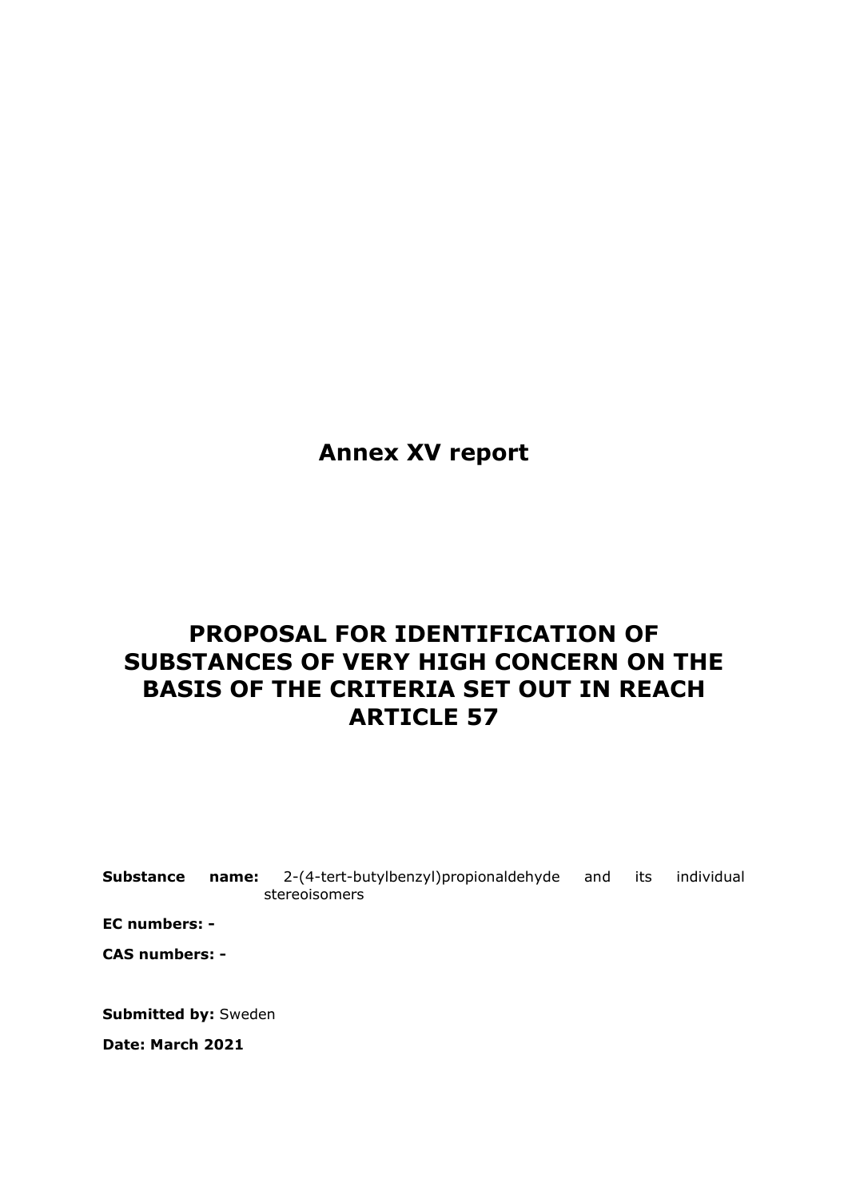# Annex XV report

# PROPOSAL FOR IDENTIFICATION OF SUBSTANCES OF VERY HIGH CONCERN ON THE BASIS OF THE CRITERIA SET OUT IN REACH ARTICLE 57

**Substance name:** 2-(4-tert-butylbenzyl)propionaldehyde and its individual stereoisomers

**EC numbers: -**

**CAS numbers: -**

**Submitted by:** Sweden

**Date: March 2021**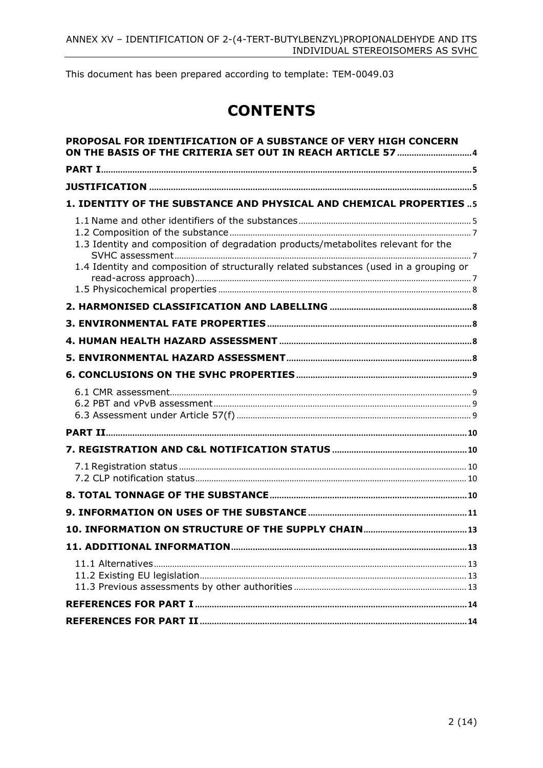This document has been prepared according to template: TEM-0049.03

# CONTENTS

**PROPOSAL FOR IDENTIFICATION OF A SUBSTANCE OF VERY HIGH CONCERN ON THE BASIS OF THE CRITERIA SET OUT IN REACH ARTICLE 57** ..... 4

**PART I** ..... 5

**JUSTIFICATION** ..... 5

**1. IDENTITY OF THE SUBSTANCE AND PHYSICAL AND CHEMICAL PROPERTIES** ..... 5

- 1.1 Name and other identifiers of the substances ..... 5
- 1.2 Composition of the substance ..... 7
- 1.3 Identity and composition of degradation products/metabolites relevant for the SVHC assessment ..... 7
- 1.4 Identity and composition of structurally related substances (used in a grouping or read-across approach) ..... 7
- 1.5 Physicochemical properties ..... 8

**2. HARMONISED CLASSIFICATION AND LABELLING** ..... 8

**3. ENVIRONMENTAL FATE PROPERTIES** ..... 8

**4. HUMAN HEALTH HAZARD ASSESSMENT** ..... 8

**5. ENVIRONMENTAL HAZARD ASSESSMENT** ..... 8

**6. CONCLUSIONS ON THE SVHC PROPERTIES** ..... 9

- 6.1 CMR assessment ..... 9
- 6.2 PBT and vPvB assessment ..... 9
- 6.3 Assessment under Article 57(f) ..... 9

**PART II** ..... 10

**7. REGISTRATION AND C&L NOTIFICATION STATUS** ..... 10

- 7.1 Registration status ..... 10
- 7.2 CLP notification status ..... 10

**8. TOTAL TONNAGE OF THE SUBSTANCE** ..... 10

**9. INFORMATION ON USES OF THE SUBSTANCE** ..... 11

**10. INFORMATION ON STRUCTURE OF THE SUPPLY CHAIN** ..... 13

**11. ADDITIONAL INFORMATION** ..... 13

- 11.1 Alternatives ..... 13
- 11.2 Existing EU legislation ..... 13
- 11.3 Previous assessments by other authorities ..... 13

**REFERENCES FOR PART I** ..... 14

**REFERENCES FOR PART II** ..... 14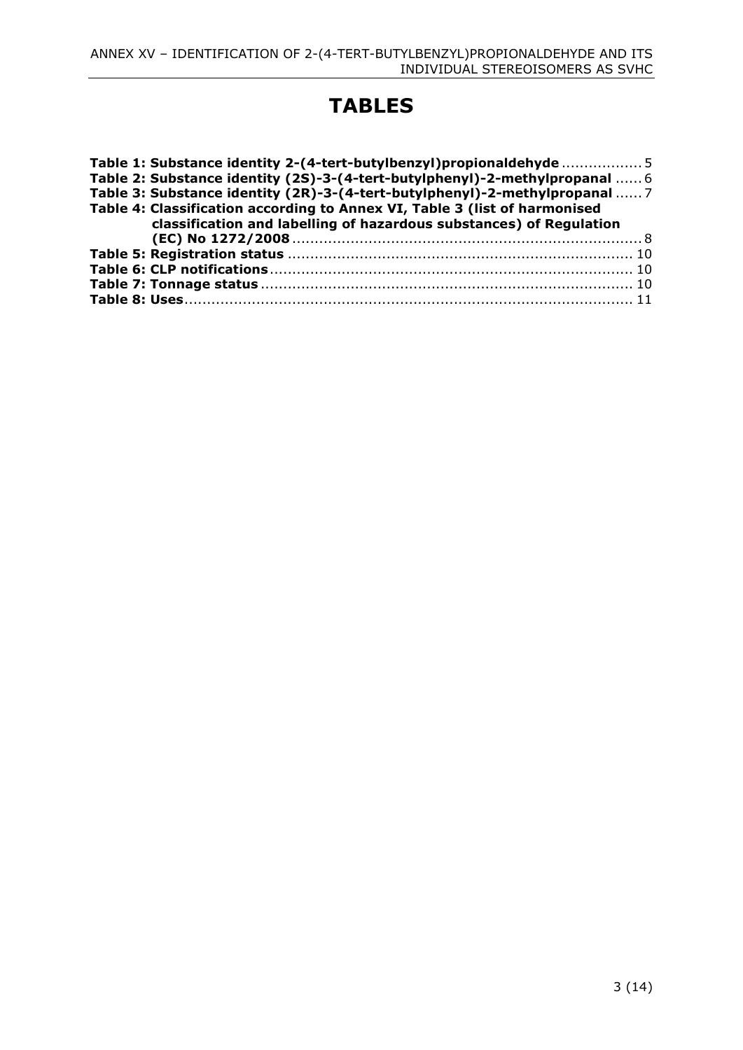# TABLES

**Table 1: Substance identity 2-(4-tert-butylbenzyl)propionaldehyde** .................. 5
**Table 2: Substance identity (2S)-3-(4-tert-butylphenyl)-2-methylpropanal** ...... 6
**Table 3: Substance identity (2R)-3-(4-tert-butylphenyl)-2-methylpropanal** ...... 7
**Table 4: Classification according to Annex VI, Table 3 (list of harmonised classification and labelling of hazardous substances) of Regulation (EC) No 1272/2008** ........................................................................... 8
**Table 5: Registration status** ............................................................................. 10
**Table 6: CLP notifications** ................................................................................. 10
**Table 7: Tonnage status** ................................................................................... 10
**Table 8: Uses** ..................................................................................................... 11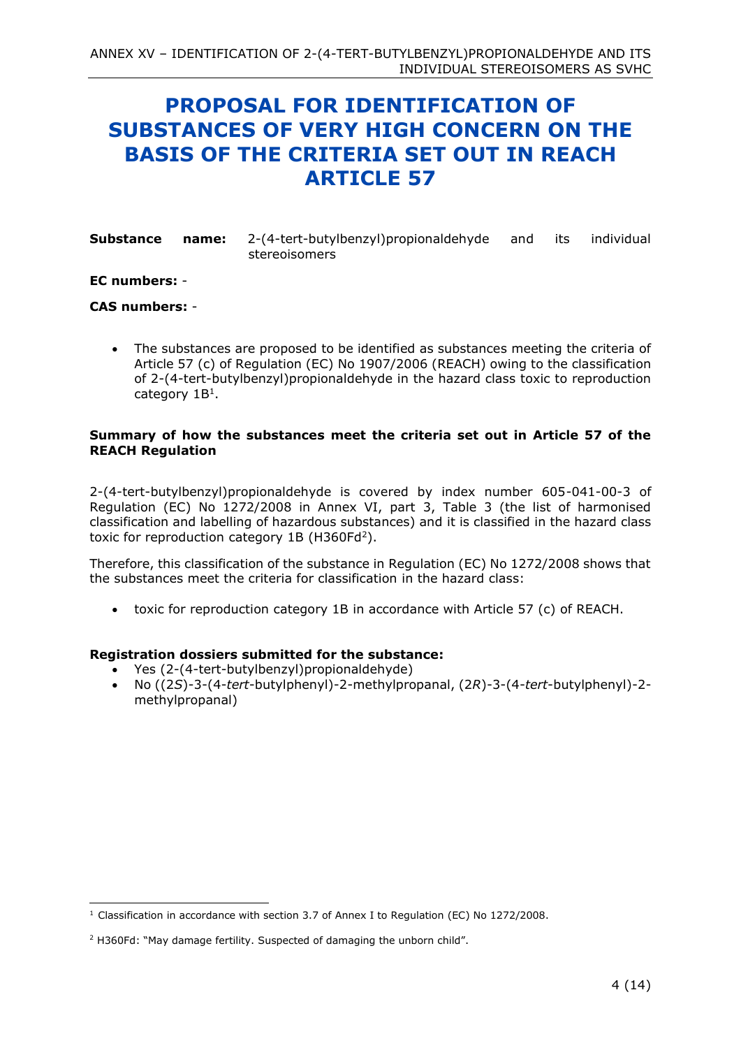# PROPOSAL FOR IDENTIFICATION OF SUBSTANCES OF VERY HIGH CONCERN ON THE BASIS OF THE CRITERIA SET OUT IN REACH ARTICLE 57

**Substance name:** 2-(4-tert-butylbenzyl)propionaldehyde and its individual stereoisomers

**EC numbers:** -

**CAS numbers:** -

- The substances are proposed to be identified as substances meeting the criteria of Article 57 (c) of Regulation (EC) No 1907/2006 (REACH) owing to the classification of 2-(4-tert-butylbenzyl)propionaldehyde in the hazard class toxic to reproduction category 1B[1].

**Summary of how the substances meet the criteria set out in Article 57 of the REACH Regulation**

2-(4-tert-butylbenzyl)propionaldehyde is covered by index number 605-041-00-3 of Regulation (EC) No 1272/2008 in Annex VI, part 3, Table 3 (the list of harmonised classification and labelling of hazardous substances) and it is classified in the hazard class toxic for reproduction category 1B (H360Fd[2]).

Therefore, this classification of the substance in Regulation (EC) No 1272/2008 shows that the substances meet the criteria for classification in the hazard class:

- toxic for reproduction category 1B in accordance with Article 57 (c) of REACH.

**Registration dossiers submitted for the substance:**

- Yes (2-(4-tert-butylbenzyl)propionaldehyde)
- No ((2*S*)-3-(4-*tert*-butylphenyl)-2-methylpropanal, (2*R*)-3-(4-*tert*-butylphenyl)-2-methylpropanal)

[1] Classification in accordance with section 3.7 of Annex I to Regulation (EC) No 1272/2008.

[2] H360Fd: "May damage fertility. Suspected of damaging the unborn child".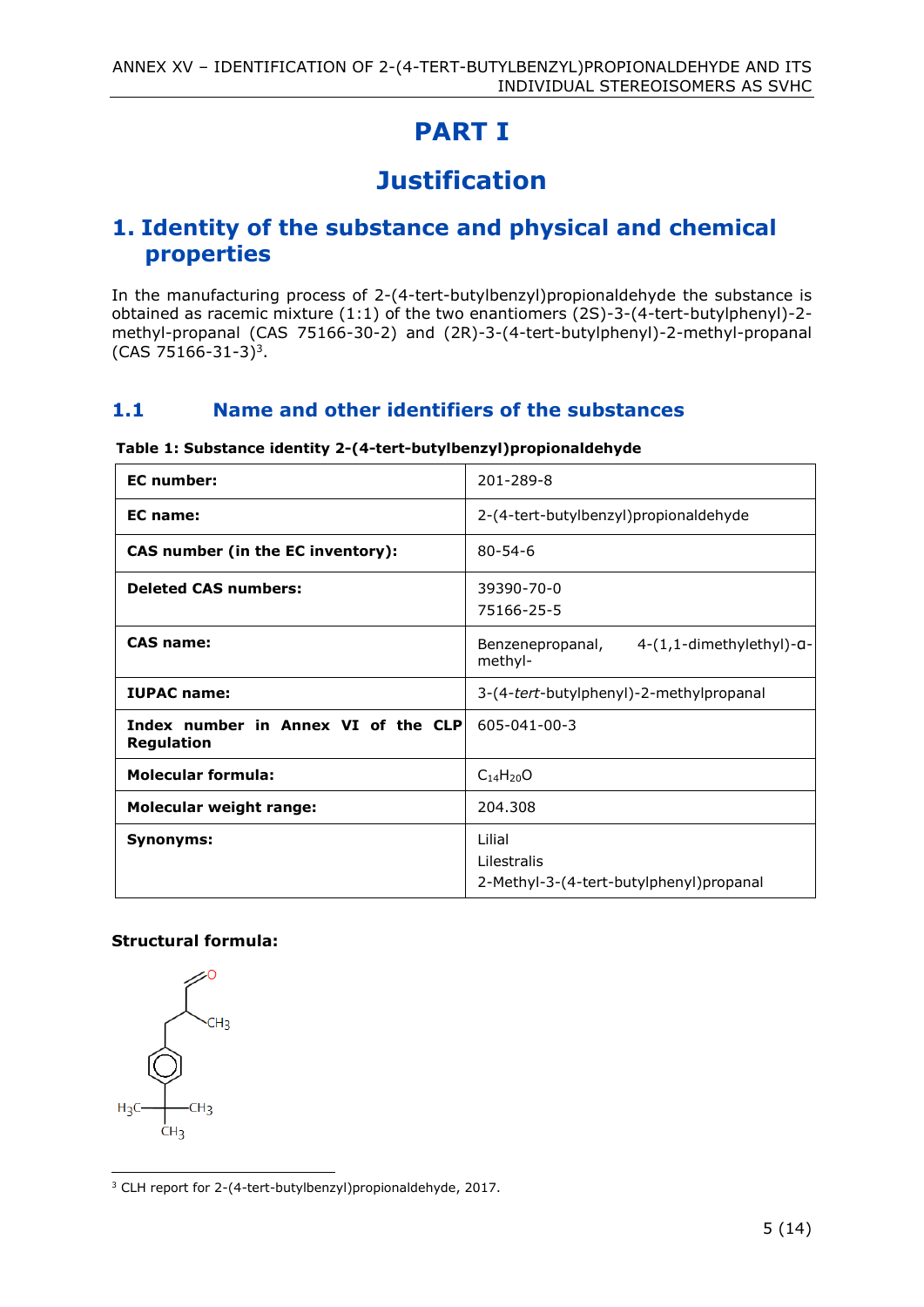# PART I

# Justification

## 1. Identity of the substance and physical and chemical properties

In the manufacturing process of 2-(4-tert-butylbenzyl)propionaldehyde the substance is obtained as racemic mixture (1:1) of the two enantiomers (2S)-3-(4-tert-butylphenyl)-2-methyl-propanal (CAS 75166-30-2) and (2R)-3-(4-tert-butylphenyl)-2-methyl-propanal (CAS 75166-31-3)[3].

### 1.1 Name and other identifiers of the substances

**Table 1: Substance identity 2-(4-tert-butylbenzyl)propionaldehyde**

| | |
|---|---|
| **EC number:** | 201-289-8 |
| **EC name:** | 2-(4-tert-butylbenzyl)propionaldehyde |
| **CAS number (in the EC inventory):** | 80-54-6 |
| **Deleted CAS numbers:** | 39390-70-0<br>75166-25-5 |
| **CAS name:** | Benzenepropanal, 4-(1,1-dimethylethyl)-α-methyl- |
| **IUPAC name:** | 3-(4-*tert*-butylphenyl)-2-methylpropanal |
| **Index number in Annex VI of the CLP Regulation** | 605-041-00-3 |
| **Molecular formula:** | $C_{14}H_{20}O$ |
| **Molecular weight range:** | 204.308 |
| **Synonyms:** | Lilial<br>Lilestralis<br>2-Methyl-3-(4-tert-butylphenyl)propanal |

**Structural formula:**

[3] CLH report for 2-(4-tert-butylbenzyl)propionaldehyde, 2017.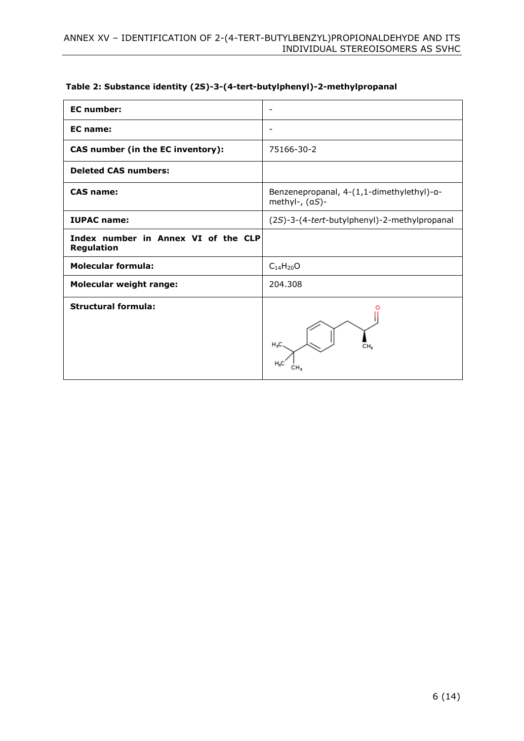**Table 2: Substance identity (2S)-3-(4-tert-butylphenyl)-2-methylpropanal**

| | |
|---|---|
| **EC number:** | - |
| **EC name:** | - |
| **CAS number (in the EC inventory):** | 75166-30-2 |
| **Deleted CAS numbers:** | |
| **CAS name:** | Benzenepropanal, 4-(1,1-dimethylethyl)-α-methyl-, (α*S*)- |
| **IUPAC name:** | (2*S*)-3-(4-*tert*-butylphenyl)-2-methylpropanal |
| **Index number in Annex VI of the CLP Regulation** | |
| **Molecular formula:** | $C_{14}H_{20}O$ |
| **Molecular weight range:** | 204.308 |
| **Structural formula:** | |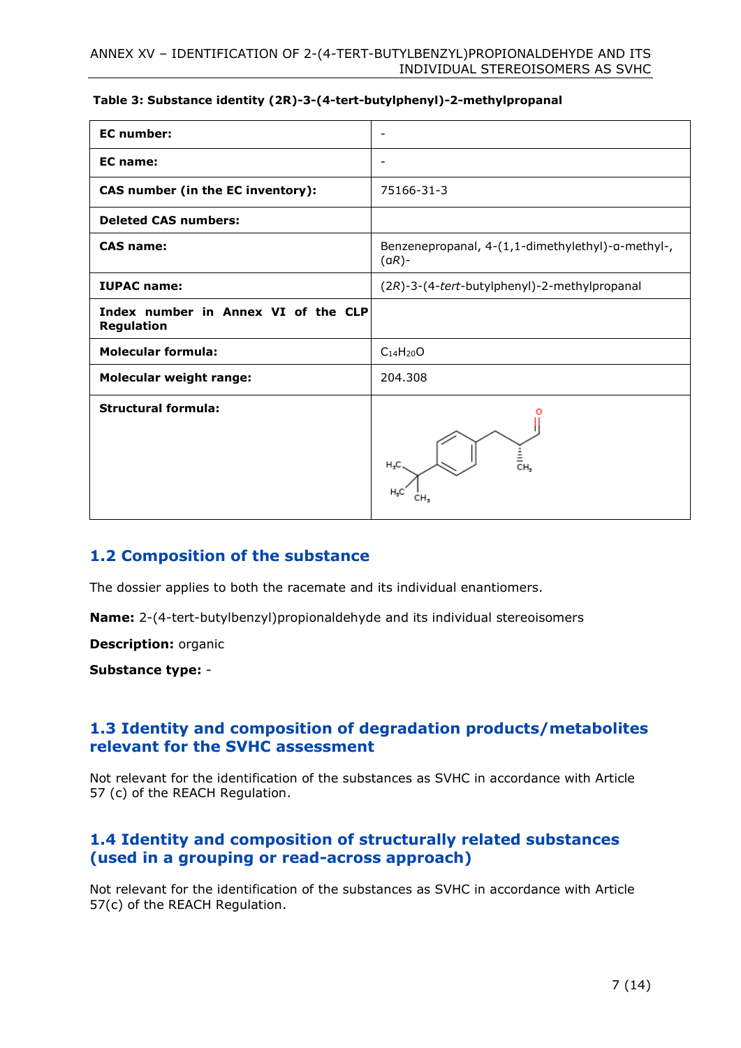**Table 3: Substance identity (2R)-3-(4-tert-butylphenyl)-2-methylpropanal**

| | |
|---|---|
| **EC number:** | - |
| **EC name:** | - |
| **CAS number (in the EC inventory):** | 75166-31-3 |
| **Deleted CAS numbers:** | |
| **CAS name:** | Benzenepropanal, 4-(1,1-dimethylethyl)-α-methyl-, (α*R*)- |
| **IUPAC name:** | (2*R*)-3-(4-*tert*-butylphenyl)-2-methylpropanal |
| **Index number in Annex VI of the CLP Regulation** | |
| **Molecular formula:** | $C_{14}H_{20}O$ |
| **Molecular weight range:** | 204.308 |
| **Structural formula:** | |

## 1.2 Composition of the substance

The dossier applies to both the racemate and its individual enantiomers.

**Name:** 2-(4-tert-butylbenzyl)propionaldehyde and its individual stereoisomers

**Description:** organic

**Substance type:** -

## 1.3 Identity and composition of degradation products/metabolites relevant for the SVHC assessment

Not relevant for the identification of the substances as SVHC in accordance with Article 57 (c) of the REACH Regulation.

## 1.4 Identity and composition of structurally related substances (used in a grouping or read-across approach)

Not relevant for the identification of the substances as SVHC in accordance with Article 57(c) of the REACH Regulation.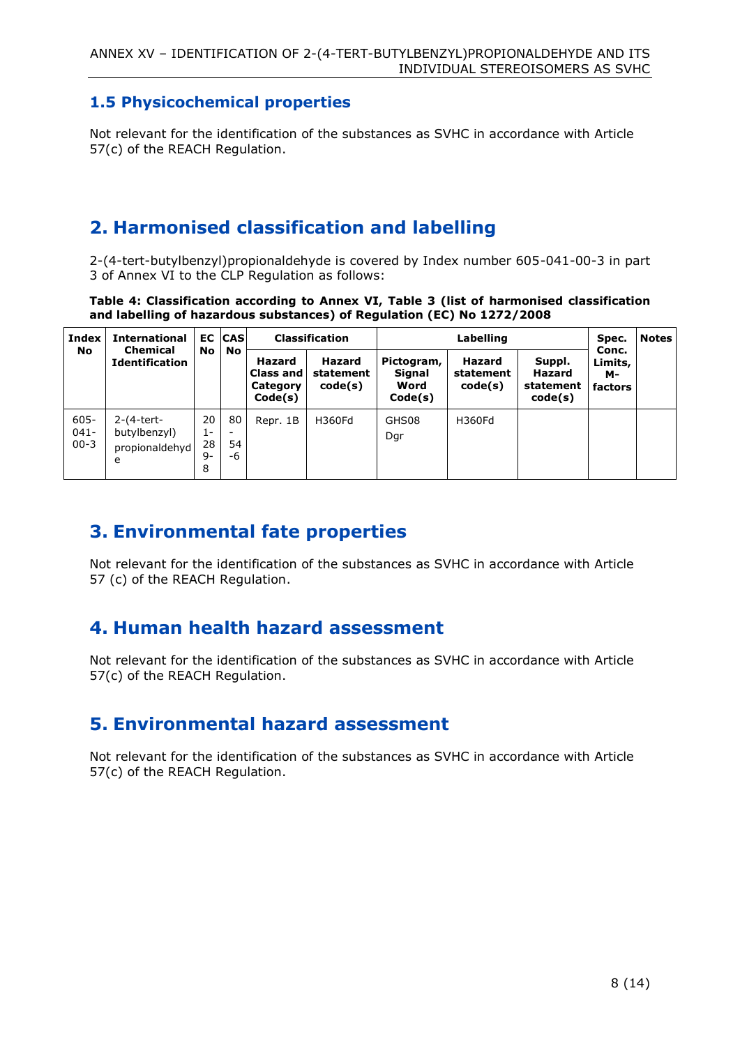## 1.5 Physicochemical properties

Not relevant for the identification of the substances as SVHC in accordance with Article 57(c) of the REACH Regulation.

# 2. Harmonised classification and labelling

2-(4-tert-butylbenzyl)propionaldehyde is covered by Index number 605-041-00-3 in part 3 of Annex VI to the CLP Regulation as follows:

**Table 4: Classification according to Annex VI, Table 3 (list of harmonised classification and labelling of hazardous substances) of Regulation (EC) No 1272/2008**

| Index No | International Chemical Identification | EC No | CAS No | Classification | | Labelling | | | Spec. Conc. Limits, M-factors | Notes |
|---|---|---|---|---|---|---|---|---|---|---|
| | | | | Hazard Class and Category Code(s) | Hazard statement code(s) | Pictogram, Signal Word Code(s) | Hazard statement code(s) | Suppl. Hazard statement code(s) | | |
| 605-041-00-3 | 2-(4-tert-butylbenzyl) propionaldehyde | 201-289-8 | 80-54-6 | Repr. 1B | H360Fd | GHS08 Dgr | H360Fd | | | |

# 3. Environmental fate properties

Not relevant for the identification of the substances as SVHC in accordance with Article 57 (c) of the REACH Regulation.

# 4. Human health hazard assessment

Not relevant for the identification of the substances as SVHC in accordance with Article 57(c) of the REACH Regulation.

# 5. Environmental hazard assessment

Not relevant for the identification of the substances as SVHC in accordance with Article 57(c) of the REACH Regulation.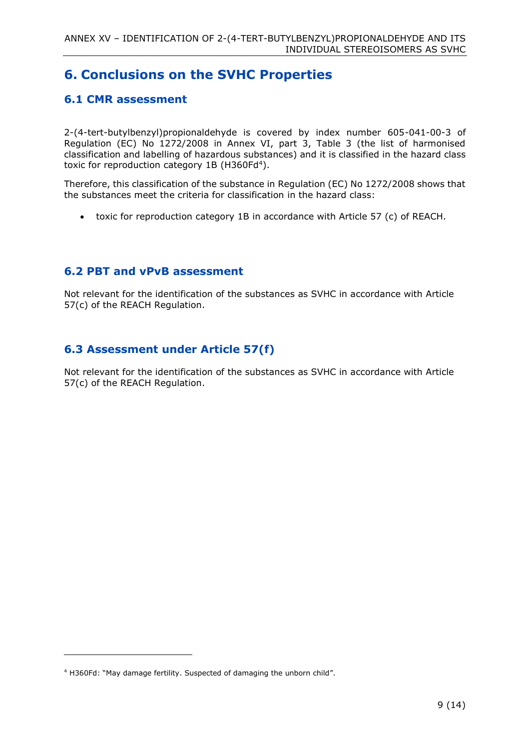# 6. Conclusions on the SVHC Properties

## 6.1 CMR assessment

2-(4-tert-butylbenzyl)propionaldehyde is covered by index number 605-041-00-3 of Regulation (EC) No 1272/2008 in Annex VI, part 3, Table 3 (the list of harmonised classification and labelling of hazardous substances) and it is classified in the hazard class toxic for reproduction category 1B (H360Fd[4]).

Therefore, this classification of the substance in Regulation (EC) No 1272/2008 shows that the substances meet the criteria for classification in the hazard class:

- toxic for reproduction category 1B in accordance with Article 57 (c) of REACH.

## 6.2 PBT and vPvB assessment

Not relevant for the identification of the substances as SVHC in accordance with Article 57(c) of the REACH Regulation.

## 6.3 Assessment under Article 57(f)

Not relevant for the identification of the substances as SVHC in accordance with Article 57(c) of the REACH Regulation.

---

[4] H360Fd: "May damage fertility. Suspected of damaging the unborn child".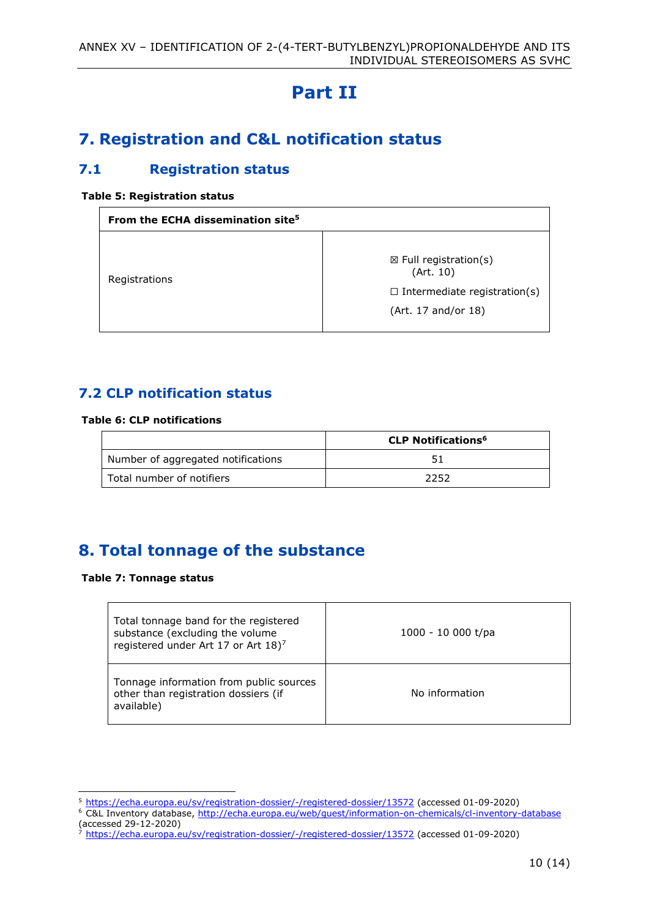# Part II

## 7. Registration and C&L notification status

### 7.1 Registration status

**Table 5: Registration status**

| From the ECHA dissemination site[5] | |
|---|---|
| Registrations | ☒ Full registration(s) (Art. 10)<br>☐ Intermediate registration(s) (Art. 17 and/or 18) |

### 7.2 CLP notification status

**Table 6: CLP notifications**

| | CLP Notifications[6] |
|---|---|
| Number of aggregated notifications | 51 |
| Total number of notifiers | 2252 |

## 8. Total tonnage of the substance

**Table 7: Tonnage status**

| | |
|---|---|
| Total tonnage band for the registered substance (excluding the volume registered under Art 17 or Art 18)[7] | 1000 - 10 000 t/pa |
| Tonnage information from public sources other than registration dossiers (if available) | No information |

---

[5] https://echa.europa.eu/sv/registration-dossier/-/registered-dossier/13572 (accessed 01-09-2020)

[6] C&L Inventory database, http://echa.europa.eu/web/guest/information-on-chemicals/cl-inventory-database (accessed 29-12-2020)

[7] https://echa.europa.eu/sv/registration-dossier/-/registered-dossier/13572 (accessed 01-09-2020)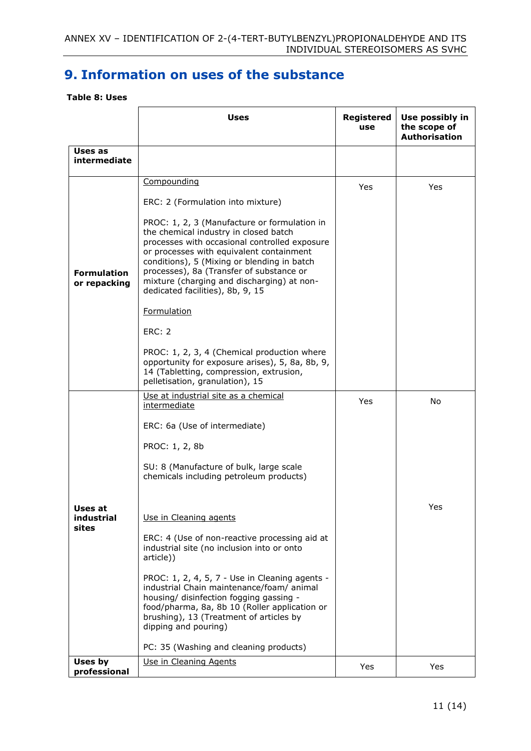# 9. Information on uses of the substance

**Table 8: Uses**

| | Uses | Registered use | Use possibly in the scope of Authorisation |
|---|---|---|---|
| **Uses as intermediate** | | | |
| **Formulation or repacking** | Compounding<br><br>ERC: 2 (Formulation into mixture)<br><br>PROC: 1, 2, 3 (Manufacture or formulation in the chemical industry in closed batch processes with occasional controlled exposure or processes with equivalent containment conditions), 5 (Mixing or blending in batch processes), 8a (Transfer of substance or mixture (charging and discharging) at non-dedicated facilities), 8b, 9, 15<br><br>Formulation<br><br>ERC: 2<br><br>PROC: 1, 2, 3, 4 (Chemical production where opportunity for exposure arises), 5, 8a, 8b, 9, 14 (Tabletting, compression, extrusion, pelletisation, granulation), 15 | Yes | Yes |
| **Uses at industrial sites** | Use at industrial site as a chemical intermediate<br><br>ERC: 6a (Use of intermediate)<br><br>PROC: 1, 2, 8b<br><br>SU: 8 (Manufacture of bulk, large scale chemicals including petroleum products) | Yes | No |
| | Use in Cleaning agents<br><br>ERC: 4 (Use of non-reactive processing aid at industrial site (no inclusion into or onto article))<br><br>PROC: 1, 2, 4, 5, 7 - Use in Cleaning agents - industrial Chain maintenance/foam/ animal housing/ disinfection fogging gassing - food/pharma, 8a, 8b 10 (Roller application or brushing), 13 (Treatment of articles by dipping and pouring)<br><br>PC: 35 (Washing and cleaning products) | | Yes |
| **Uses by professional** | Use in Cleaning Agents | Yes | Yes |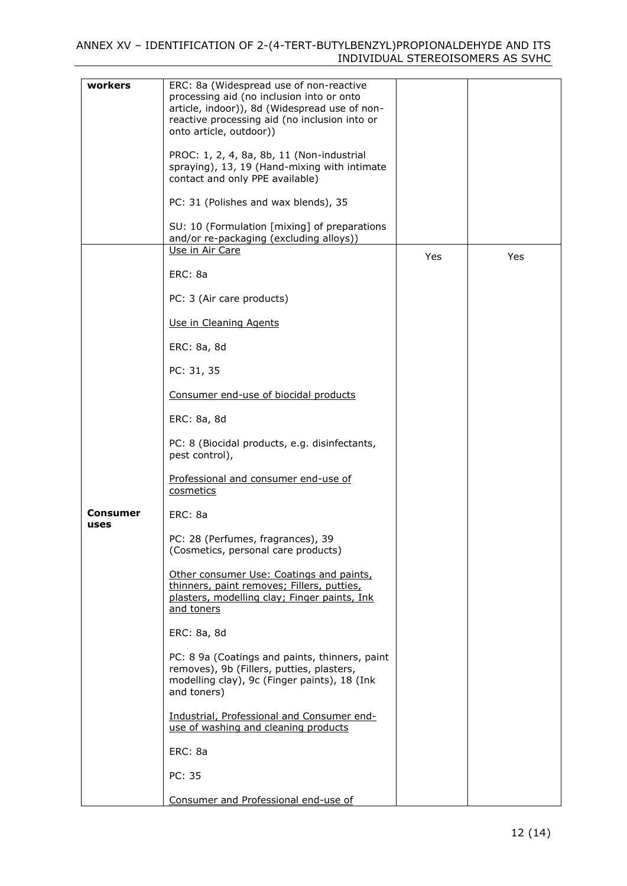| workers | ERC: 8a (Widespread use of non-reactive processing aid (no inclusion into or onto article, indoor)), 8d (Widespread use of non-reactive processing aid (no inclusion into or onto article, outdoor))<br><br>PROC: 1, 2, 4, 8a, 8b, 11 (Non-industrial spraying), 13, 19 (Hand-mixing with intimate contact and only PPE available)<br><br>PC: 31 (Polishes and wax blends), 35<br><br>SU: 10 (Formulation [mixing] of preparations and/or re-packaging (excluding alloys)) | | |
|---|---|---|---|
| **Consumer uses** | <u>Use in Air Care</u><br><br>ERC: 8a<br><br>PC: 3 (Air care products)<br><br><u>Use in Cleaning Agents</u><br><br>ERC: 8a, 8d<br><br>PC: 31, 35<br><br><u>Consumer end-use of biocidal products</u><br><br>ERC: 8a, 8d<br><br>PC: 8 (Biocidal products, e.g. disinfectants, pest control),<br><br><u>Professional and consumer end-use of cosmetics</u><br><br>ERC: 8a<br><br>PC: 28 (Perfumes, fragrances), 39 (Cosmetics, personal care products)<br><br><u>Other consumer Use: Coatings and paints, thinners, paint removes; Fillers, putties, plasters, modelling clay; Finger paints, Ink and toners</u><br><br>ERC: 8a, 8d<br><br>PC: 8 9a (Coatings and paints, thinners, paint removes), 9b (Fillers, putties, plasters, modelling clay), 9c (Finger paints), 18 (Ink and toners)<br><br><u>Industrial, Professional and Consumer end-use of washing and cleaning products</u><br><br>ERC: 8a<br><br>PC: 35<br><br><u>Consumer and Professional end-use of</u> | Yes | Yes |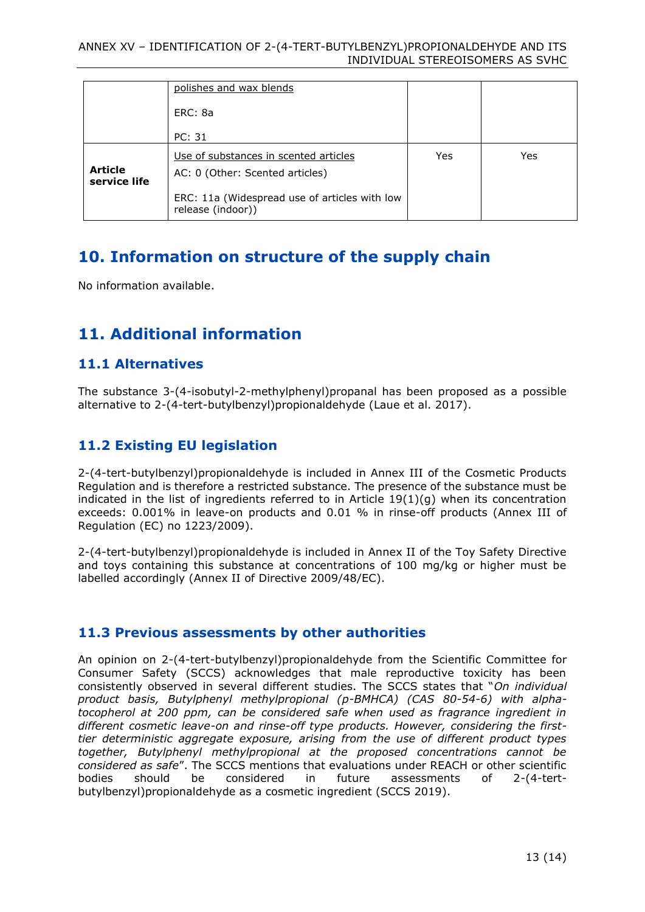|  |  |  |  |
| --- | --- | --- | --- |
|  | polishes and wax blends<br><br>ERC: 8a<br><br>PC: 31 |  |  |
| **Article service life** | Use of substances in scented articles<br>AC: 0 (Other: Scented articles)<br><br>ERC: 11a (Widespread use of articles with low release (indoor)) | Yes | Yes |

# 10. Information on structure of the supply chain

No information available.

# 11. Additional information

## 11.1 Alternatives

The substance 3-(4-isobutyl-2-methylphenyl)propanal has been proposed as a possible alternative to 2-(4-tert-butylbenzyl)propionaldehyde (Laue et al. 2017).

## 11.2 Existing EU legislation

2-(4-tert-butylbenzyl)propionaldehyde is included in Annex III of the Cosmetic Products Regulation and is therefore a restricted substance. The presence of the substance must be indicated in the list of ingredients referred to in Article 19(1)(g) when its concentration exceeds: 0.001% in leave-on products and 0.01 % in rinse-off products (Annex III of Regulation (EC) no 1223/2009).

2-(4-tert-butylbenzyl)propionaldehyde is included in Annex II of the Toy Safety Directive and toys containing this substance at concentrations of 100 mg/kg or higher must be labelled accordingly (Annex II of Directive 2009/48/EC).

## 11.3 Previous assessments by other authorities

An opinion on 2-(4-tert-butylbenzyl)propionaldehyde from the Scientific Committee for Consumer Safety (SCCS) acknowledges that male reproductive toxicity has been consistently observed in several different studies. The SCCS states that "*On individual product basis, Butylphenyl methylpropional (p-BMHCA) (CAS 80-54-6) with alpha-tocopherol at 200 ppm, can be considered safe when used as fragrance ingredient in different cosmetic leave-on and rinse-off type products. However, considering the first-tier deterministic aggregate exposure, arising from the use of different product types together, Butylphenyl methylpropional at the proposed concentrations cannot be considered as safe*". The SCCS mentions that evaluations under REACH or other scientific bodies should be considered in future assessments of 2-(4-tert-butylbenzyl)propionaldehyde as a cosmetic ingredient (SCCS 2019).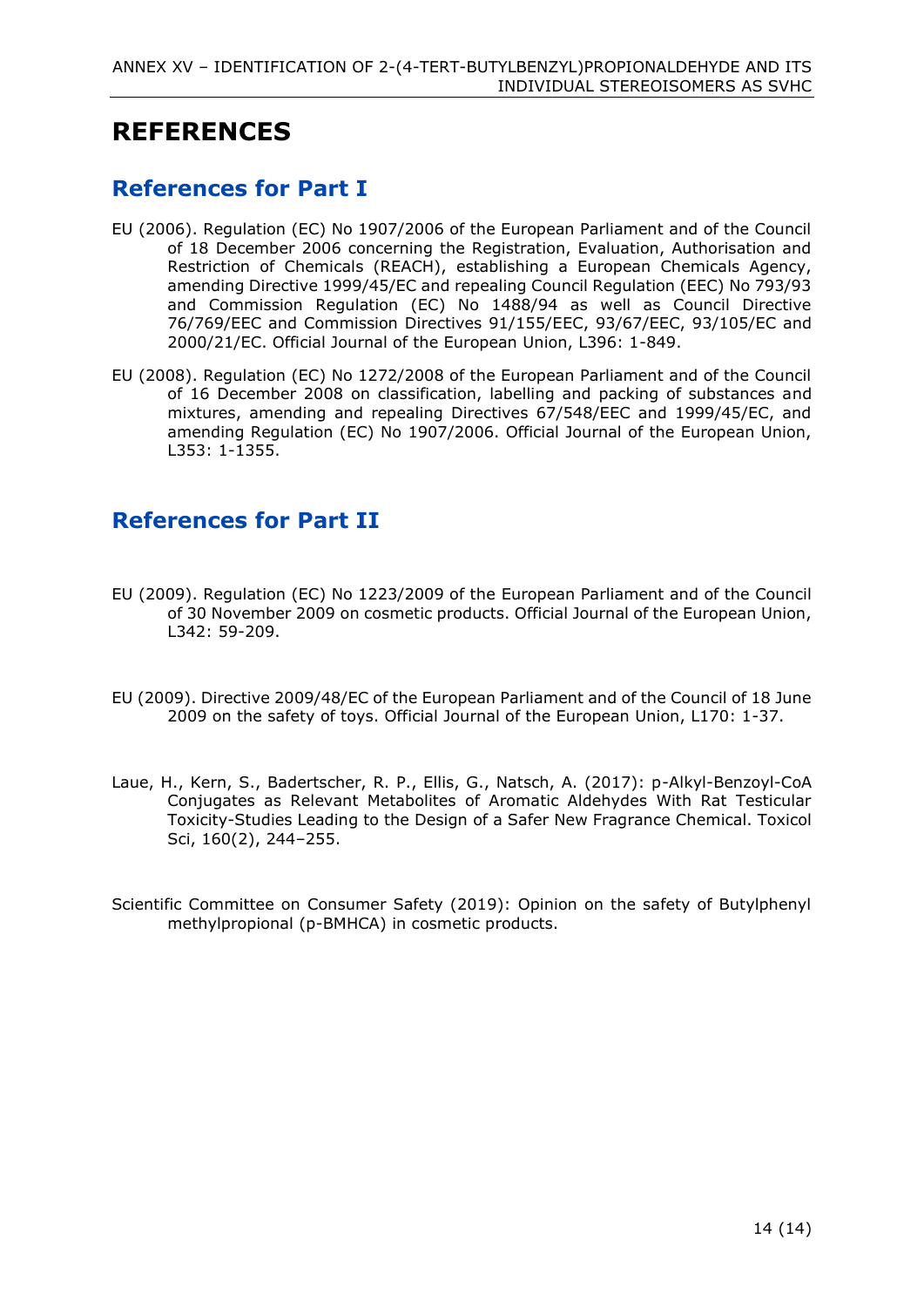# REFERENCES

## References for Part I

EU (2006). Regulation (EC) No 1907/2006 of the European Parliament and of the Council of 18 December 2006 concerning the Registration, Evaluation, Authorisation and Restriction of Chemicals (REACH), establishing a European Chemicals Agency, amending Directive 1999/45/EC and repealing Council Regulation (EEC) No 793/93 and Commission Regulation (EC) No 1488/94 as well as Council Directive 76/769/EEC and Commission Directives 91/155/EEC, 93/67/EEC, 93/105/EC and 2000/21/EC. Official Journal of the European Union, L396: 1-849.

EU (2008). Regulation (EC) No 1272/2008 of the European Parliament and of the Council of 16 December 2008 on classification, labelling and packing of substances and mixtures, amending and repealing Directives 67/548/EEC and 1999/45/EC, and amending Regulation (EC) No 1907/2006. Official Journal of the European Union, L353: 1-1355.

## References for Part II

EU (2009). Regulation (EC) No 1223/2009 of the European Parliament and of the Council of 30 November 2009 on cosmetic products. Official Journal of the European Union, L342: 59-209.

EU (2009). Directive 2009/48/EC of the European Parliament and of the Council of 18 June 2009 on the safety of toys. Official Journal of the European Union, L170: 1-37.

Laue, H., Kern, S., Badertscher, R. P., Ellis, G., Natsch, A. (2017): p-Alkyl-Benzoyl-CoA Conjugates as Relevant Metabolites of Aromatic Aldehydes With Rat Testicular Toxicity-Studies Leading to the Design of a Safer New Fragrance Chemical. Toxicol Sci, 160(2), 244–255.

Scientific Committee on Consumer Safety (2019): Opinion on the safety of Butylphenyl methylpropional (p-BMHCA) in cosmetic products.